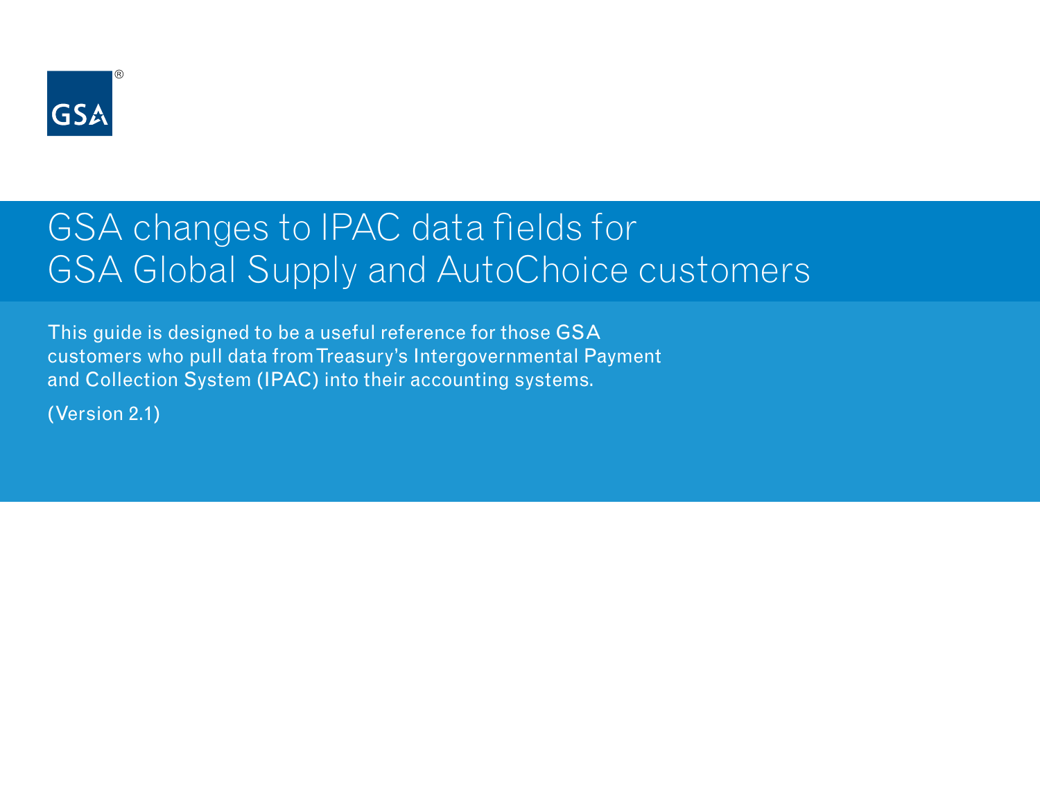GSA

# GSA changes to IPAC data fields for GSA Global Supply and AutoChoice customers

This guide is designed to be a useful reference for those GSA customers who pull data from Treasury's Intergovernmental Payment and Collection System (IPAC) into their accounting systems.

(Version 2.1)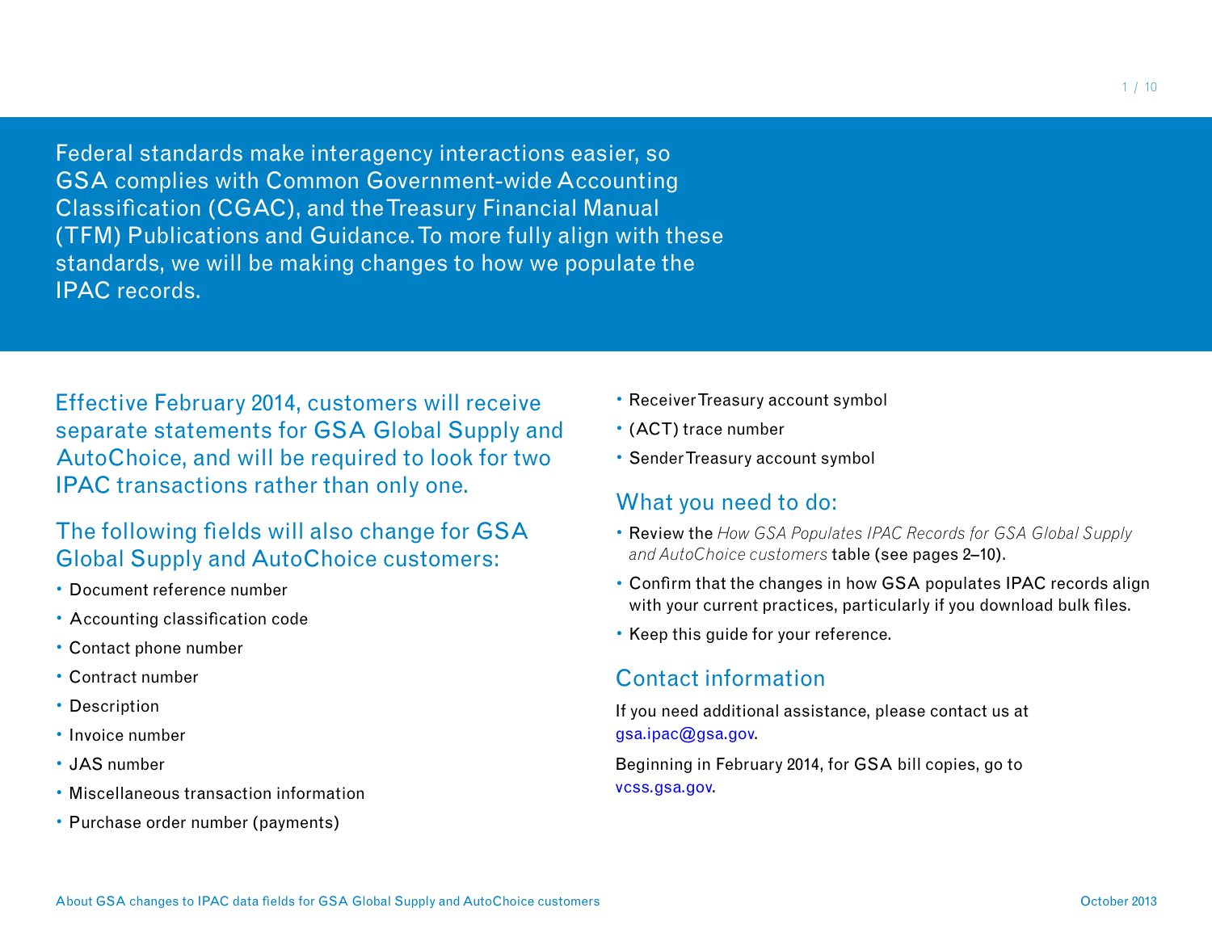Federal standards make interagency interactions easier, so GSA complies with Common Government-wide Accounting Classification (CGAC), and the Treasury Financial Manual (TFM) Publications and Guidance. To more fully align with these standards, we will be making changes to how we populate the IPAC records.

## Effective February 2014, customers will receive separate statements for GSA Global Supply and AutoChoice, and will be required to look for two IPAC transactions rather than only one.

## The following fields will also change for GSA Global Supply and AutoChoice customers:

- Document reference number
- Accounting classification code
- Contact phone number
- Contract number
- Description
- Invoice number
- JAS number
- Miscellaneous transaction information
- Purchase order number (payments)
- Receiver Treasury account symbol
- (ACT) trace number
- Sender Treasury account symbol

## What you need to do:

- Review the *How GSA Populates IPAC Records for GSA Global Supply and AutoChoice customers* table (see pages 2–10).
- Confirm that the changes in how GSA populates IPAC records align with your current practices, particularly if you download bulk files.
- Keep this guide for your reference.

## Contact information

If you need additional assistance, please contact us at gsa.ipac@gsa.gov.

Beginning in February 2014, for GSA bill copies, go to vcss.gsa.gov.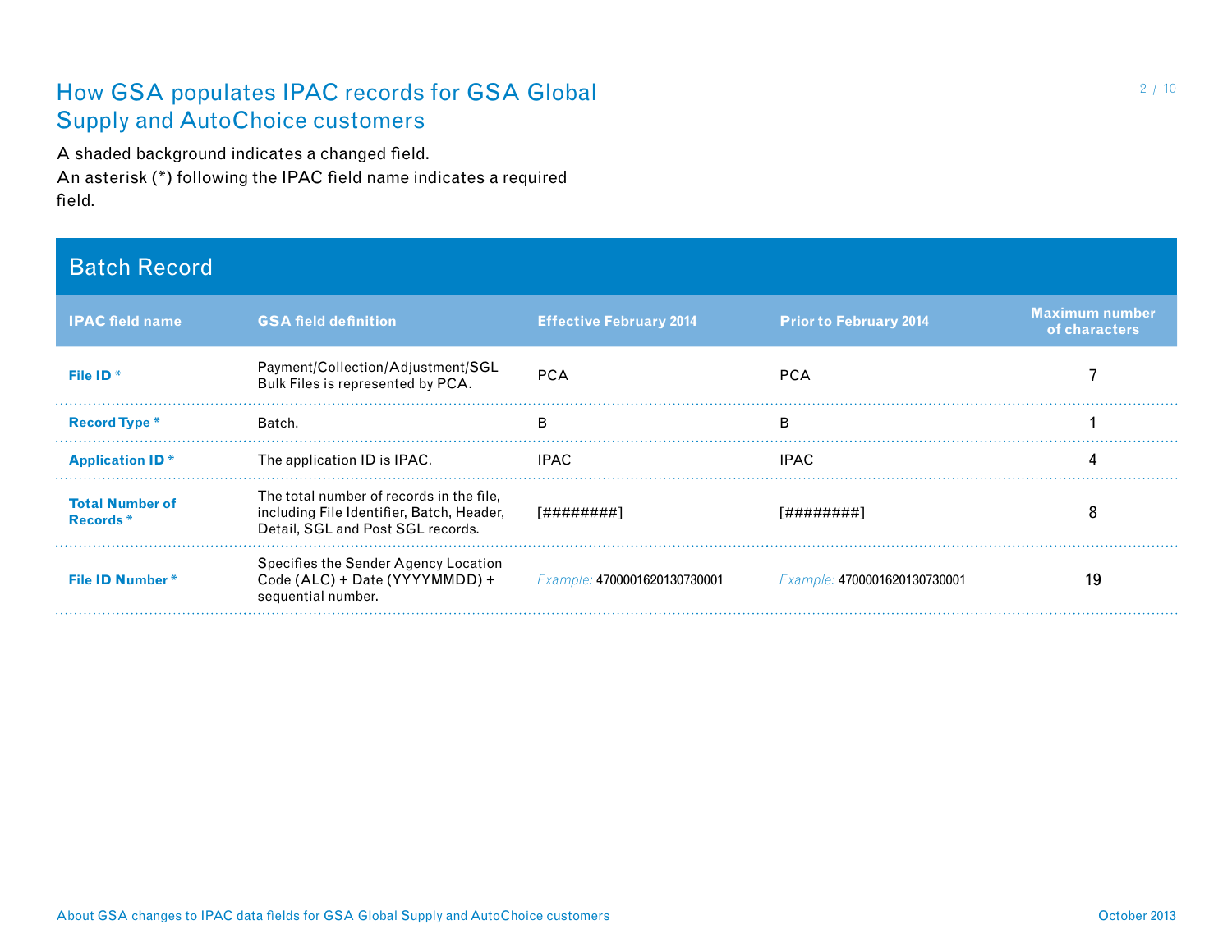# How GSA populates IPAC records for GSA Global Supply and AutoChoice customers

A shaded background indicates a changed field.
An asterisk (*) following the IPAC field name indicates a required field.

## Batch Record

| IPAC field name | GSA field definition | Effective February 2014 | Prior to February 2014 | Maximum number of characters |
|---|---|---|---|---|
| **File ID *** | Payment/Collection/Adjustment/SGL Bulk Files is represented by PCA. | PCA | PCA | 7 |
| **Record Type *** | Batch. | B | B | 1 |
| **Application ID *** | The application ID is IPAC. | IPAC | IPAC | 4 |
| **Total Number of Records *** | The total number of records in the file, including File Identifier, Batch, Header, Detail, SGL and Post SGL records. | [########] | [########] | 8 |
| **File ID Number *** | Specifies the Sender Agency Location Code (ALC) + Date (YYYYMMDD) + sequential number. | *Example:* 4700001620130730001 | *Example:* 4700001620130730001 | 19 |

About GSA changes to IPAC data fields for GSA Global Supply and AutoChoice customers

October 2013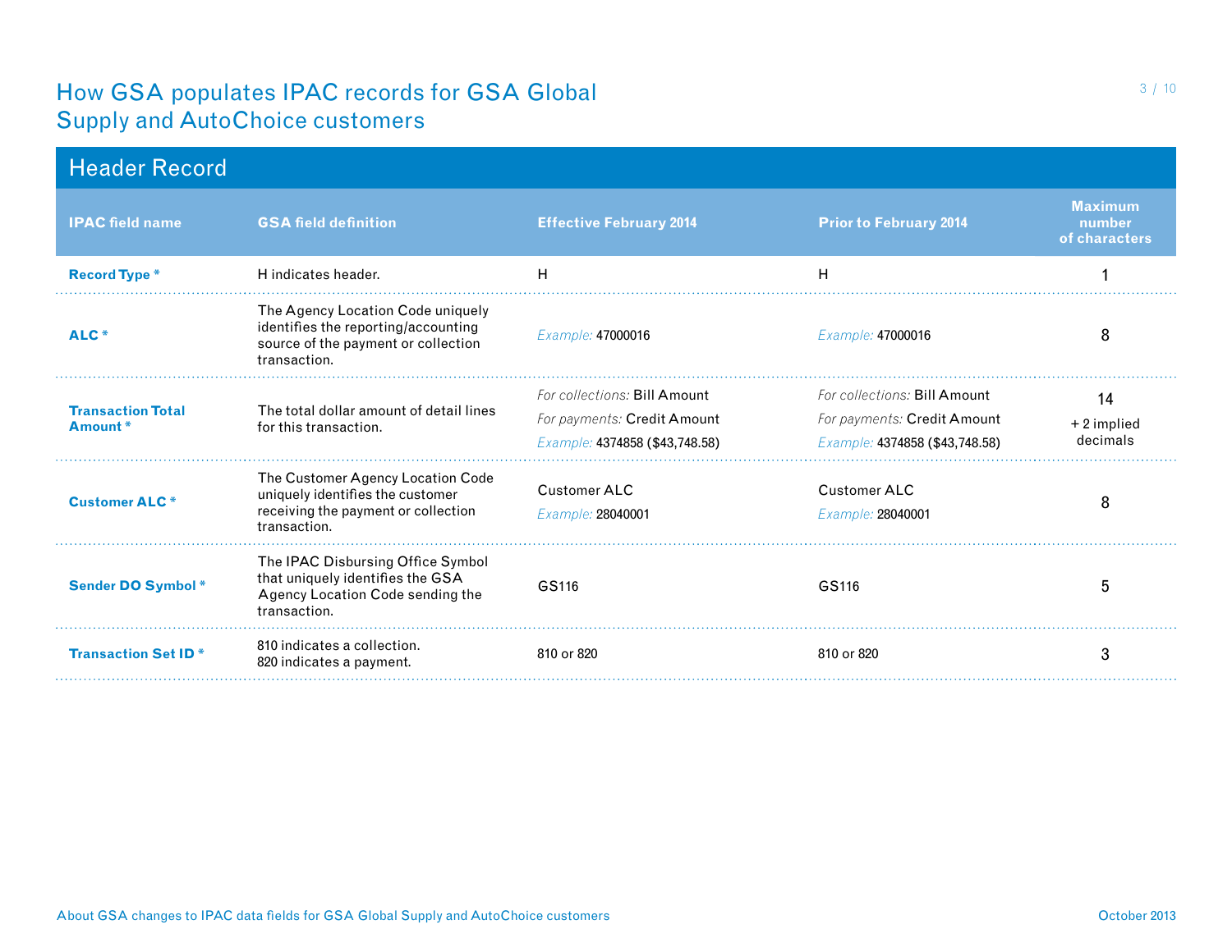# How GSA populates IPAC records for GSA Global Supply and AutoChoice customers

## Header Record

| IPAC field name | GSA field definition | Effective February 2014 | Prior to February 2014 | Maximum number of characters |
|---|---|---|---|---|
| **Record Type** * | H indicates header. | H | H | 1 |
| **ALC** * | The Agency Location Code uniquely identifies the reporting/accounting source of the payment or collection transaction. | *Example:* 47000016 | *Example:* 47000016 | 8 |
| **Transaction Total Amount** * | The total dollar amount of detail lines for this transaction. | *For collections:* Bill Amount<br>*For payments:* Credit Amount<br>*Example:* 4374858 ($43,748.58) | *For collections:* Bill Amount<br>*For payments:* Credit Amount<br>*Example:* 4374858 ($43,748.58) | 14<br>+ 2 implied decimals |
| **Customer ALC** * | The Customer Agency Location Code uniquely identifies the customer receiving the payment or collection transaction. | Customer ALC<br>*Example:* 28040001 | Customer ALC<br>*Example:* 28040001 | 8 |
| **Sender DO Symbol** * | The IPAC Disbursing Office Symbol that uniquely identifies the GSA Agency Location Code sending the transaction. | GS116 | GS116 | 5 |
| **Transaction Set ID** * | 810 indicates a collection.<br>820 indicates a payment. | 810 or 820 | 810 or 820 | 3 |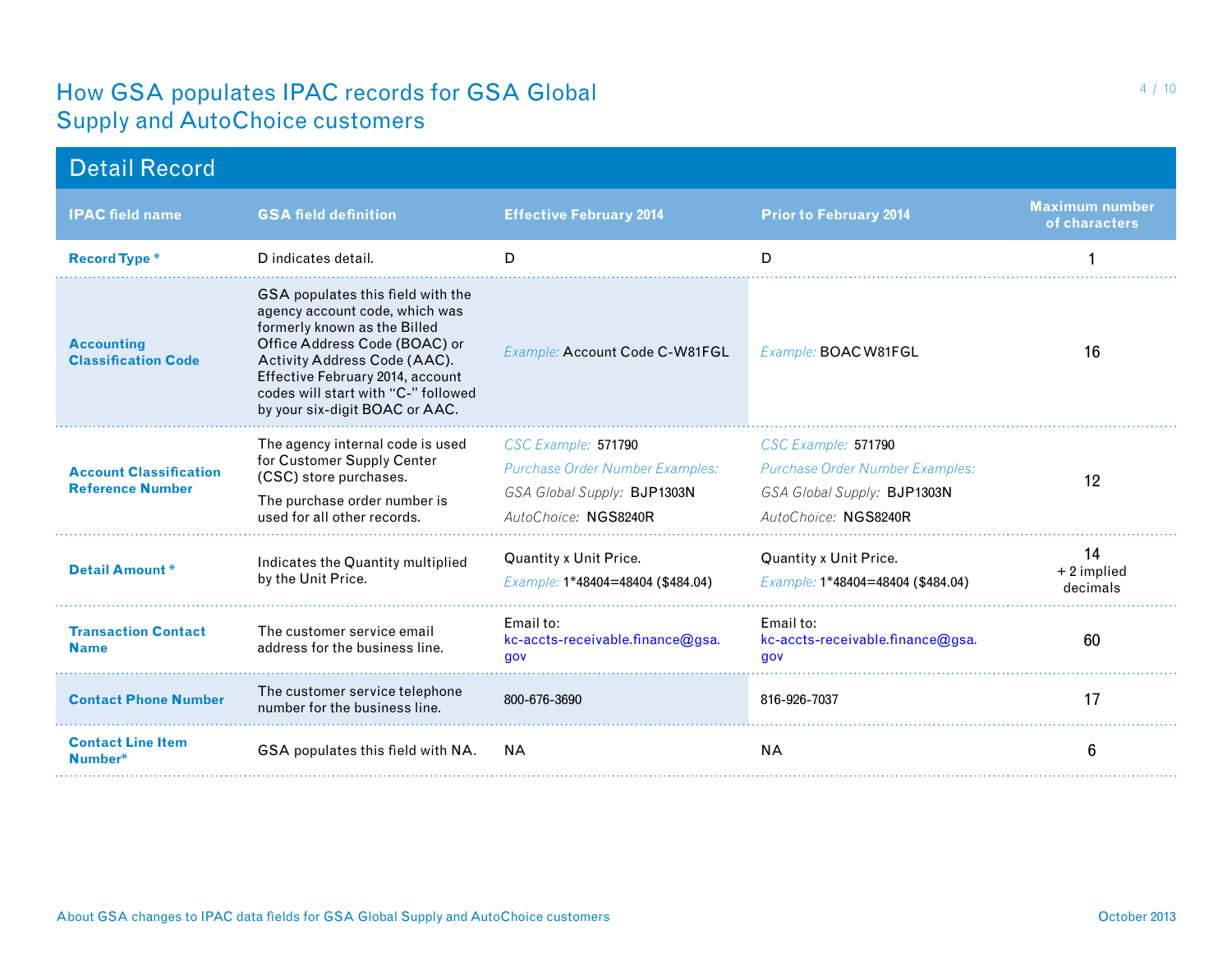# How GSA populates IPAC records for GSA Global Supply and AutoChoice customers

## Detail Record

| IPAC field name | GSA field definition | Effective February 2014 | Prior to February 2014 | Maximum number of characters |
|---|---|---|---|---|
| **Record Type \*** | D indicates detail. | D | D | 1 |
| **Accounting Classification Code** | GSA populates this field with the agency account code, which was formerly known as the Billed Office Address Code (BOAC) or Activity Address Code (AAC). Effective February 2014, account codes will start with "C-" followed by your six-digit BOAC or AAC. | *Example:* Account Code C-W81FGL | *Example:* BOAC W81FGL | 16 |
| **Account Classification Reference Number** | The agency internal code is used for Customer Supply Center (CSC) store purchases.<br>The purchase order number is used for all other records. | *CSC Example:* 571790<br>*Purchase Order Number Examples:*<br>*GSA Global Supply:* BJP1303N<br>*AutoChoice:* NGS8240R | *CSC Example:* 571790<br>*Purchase Order Number Examples:*<br>*GSA Global Supply:* BJP1303N<br>*AutoChoice:* NGS8240R | 12 |
| **Detail Amount \*** | Indicates the Quantity multiplied by the Unit Price. | Quantity x Unit Price.<br>*Example:* 1\*48404=48404 ($484.04) | Quantity x Unit Price.<br>*Example:* 1\*48404=48404 ($484.04) | 14<br>+ 2 implied decimals |
| **Transaction Contact Name** | The customer service email address for the business line. | Email to:<br>kc-accts-receivable.finance@gsa.gov | Email to:<br>kc-accts-receivable.finance@gsa.gov | 60 |
| **Contact Phone Number** | The customer service telephone number for the business line. | 800-676-3690 | 816-926-7037 | 17 |
| **Contact Line Item Number\*** | GSA populates this field with NA. | NA | NA | 6 |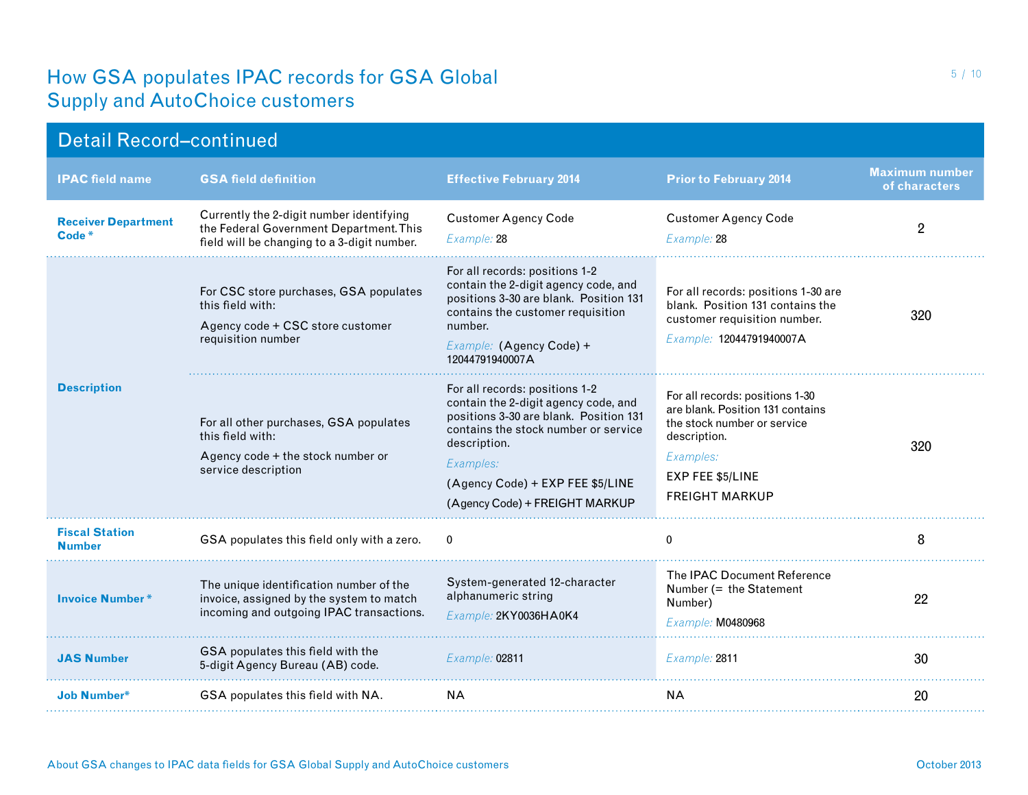# How GSA populates IPAC records for GSA Global Supply and AutoChoice customers

## Detail Record–continued

| IPAC field name | GSA field definition | Effective February 2014 | Prior to February 2014 | Maximum number of characters |
|---|---|---|---|---|
| **Receiver Department Code *** | Currently the 2-digit number identifying the Federal Government Department. This field will be changing to a 3-digit number. | Customer Agency Code<br>*Example:* 28 | Customer Agency Code<br>*Example:* 28 | 2 |
| **Description** | For CSC store purchases, GSA populates this field with:<br>Agency code + CSC store customer requisition number | For all records: positions 1-2 contain the 2-digit agency code, and positions 3-30 are blank. Position 131 contains the customer requisition number.<br>*Example:* (Agency Code) + 12044791940007A | For all records: positions 1-30 are blank. Position 131 contains the customer requisition number.<br>*Example:* 12044791940007A | 320 |
| | For all other purchases, GSA populates this field with:<br>Agency code + the stock number or service description | For all records: positions 1-2 contain the 2-digit agency code, and positions 3-30 are blank. Position 131 contains the stock number or service description.<br>*Examples:*<br>(Agency Code) + EXP FEE $5/LINE<br>(Agency Code) + FREIGHT MARKUP | For all records: positions 1-30 are blank. Position 131 contains the stock number or service description.<br>*Examples:*<br>EXP FEE $5/LINE<br>FREIGHT MARKUP | 320 |
| **Fiscal Station Number** | GSA populates this field only with a zero. | 0 | 0 | 8 |
| **Invoice Number *** | The unique identification number of the invoice, assigned by the system to match incoming and outgoing IPAC transactions. | System-generated 12-character alphanumeric string<br>*Example:* 2KY0036HA0K4 | The IPAC Document Reference Number (= the Statement Number)<br>*Example:* M0480968 | 22 |
| **JAS Number** | GSA populates this field with the 5-digit Agency Bureau (AB) code. | *Example:* 02811 | *Example:* 2811 | 30 |
| **Job Number*** | GSA populates this field with NA. | NA | NA | 20 |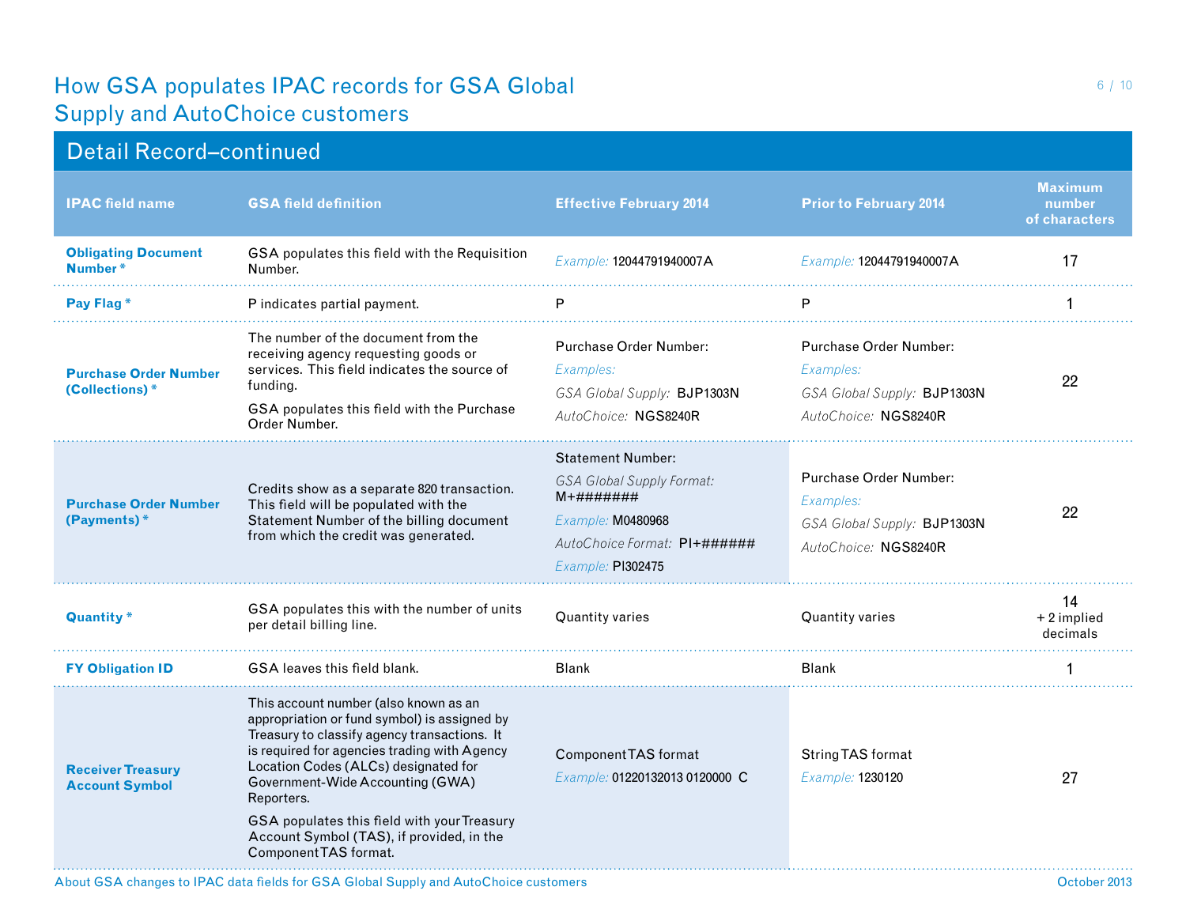# How GSA populates IPAC records for GSA Global Supply and AutoChoice customers

## Detail Record–continued

| IPAC field name | GSA field definition | Effective February 2014 | Prior to February 2014 | Maximum number of characters |
|---|---|---|---|---|
| **Obligating Document Number *** | GSA populates this field with the Requisition Number. | *Example:* 12044791940007A | *Example:* 12044791940007A | 17 |
| **Pay Flag *** | P indicates partial payment. | P | P | 1 |
| **Purchase Order Number (Collections) *** | The number of the document from the receiving agency requesting goods or services. This field indicates the source of funding.<br><br>GSA populates this field with the Purchase Order Number. | Purchase Order Number:<br>*Examples:*<br>*GSA Global Supply:* BJP1303N<br>*AutoChoice:* NGS8240R | Purchase Order Number:<br>*Examples:*<br>*GSA Global Supply:* BJP1303N<br>*AutoChoice:* NGS8240R | 22 |
| **Purchase Order Number (Payments) *** | Credits show as a separate 820 transaction. This field will be populated with the Statement Number of the billing document from which the credit was generated. | Statement Number:<br>*GSA Global Supply Format:* M+#######<br>*Example:* M0480968<br>*AutoChoice Format:* PI+######<br>*Example:* PI302475 | Purchase Order Number:<br>*Examples:*<br>*GSA Global Supply:* BJP1303N<br>*AutoChoice:* NGS8240R | 22 |
| **Quantity *** | GSA populates this with the number of units per detail billing line. | Quantity varies | Quantity varies | 14 + 2 implied decimals |
| **FY Obligation ID** | GSA leaves this field blank. | Blank | Blank | 1 |
| **Receiver Treasury Account Symbol** | This account number (also known as an appropriation or fund symbol) is assigned by Treasury to classify agency transactions. It is required for agencies trading with Agency Location Codes (ALCs) designated for Government-Wide Accounting (GWA) Reporters.<br><br>GSA populates this field with your Treasury Account Symbol (TAS), if provided, in the Component TAS format. | Component TAS format<br>*Example:* 01220132013 0120000 C | String TAS format<br>*Example:* 1230120 | 27 |

About GSA changes to IPAC data fields for GSA Global Supply and AutoChoice customers — October 2013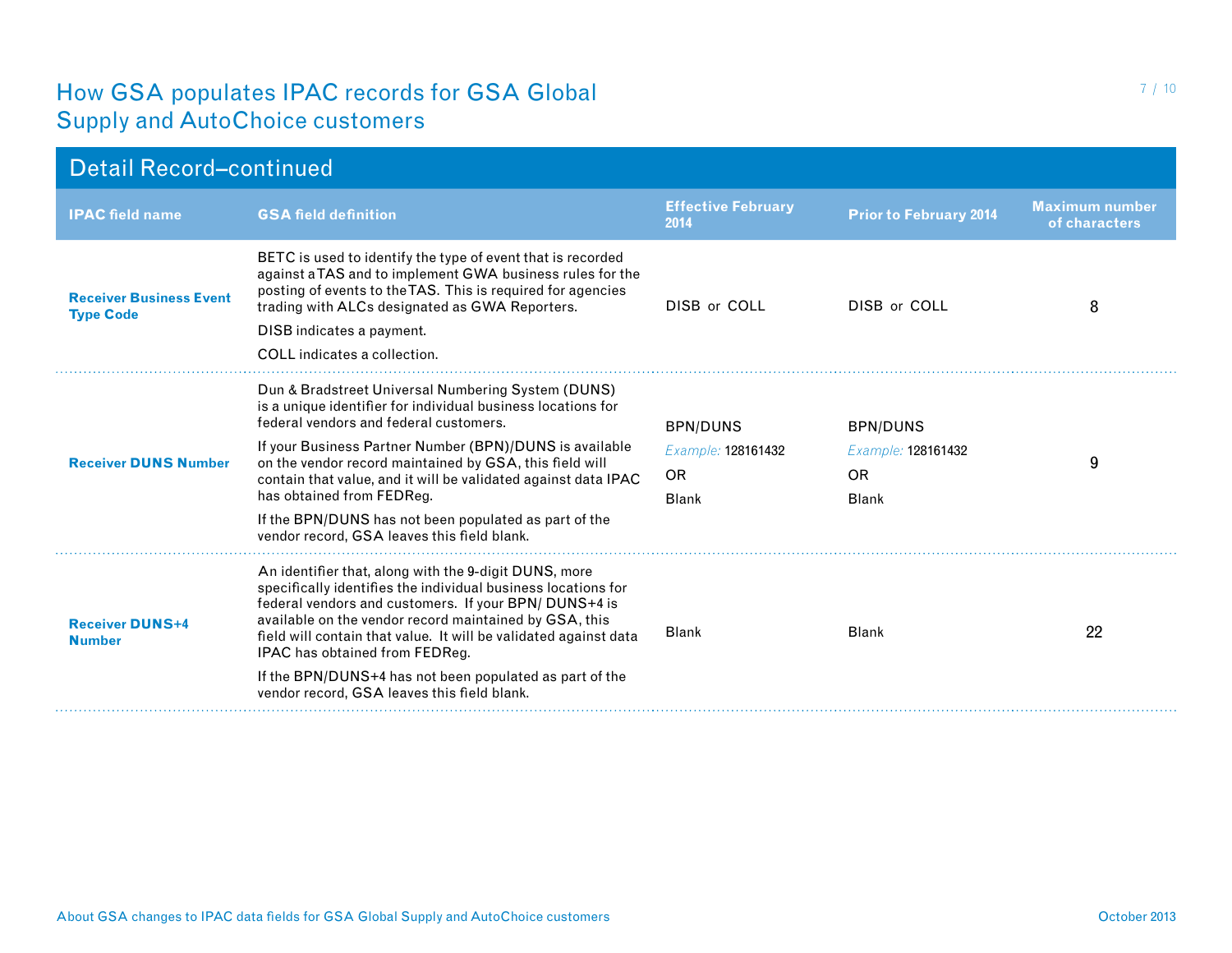# How GSA populates IPAC records for GSA Global Supply and AutoChoice customers

## Detail Record–continued

| IPAC field name | GSA field definition | Effective February 2014 | Prior to February 2014 | Maximum number of characters |
|---|---|---|---|---|
| **Receiver Business Event Type Code** | BETC is used to identify the type of event that is recorded against a TAS and to implement GWA business rules for the posting of events to the TAS. This is required for agencies trading with ALCs designated as GWA Reporters.<br><br>DISB indicates a payment.<br><br>COLL indicates a collection. | DISB or COLL | DISB or COLL | 8 |
| **Receiver DUNS Number** | Dun & Bradstreet Universal Numbering System (DUNS) is a unique identifier for individual business locations for federal vendors and federal customers.<br><br>If your Business Partner Number (BPN)/DUNS is available on the vendor record maintained by GSA, this field will contain that value, and it will be validated against data IPAC has obtained from FEDReg.<br><br>If the BPN/DUNS has not been populated as part of the vendor record, GSA leaves this field blank. | BPN/DUNS<br><br>*Example:* 128161432<br><br>OR<br><br>Blank | BPN/DUNS<br><br>*Example:* 128161432<br><br>OR<br><br>Blank | 9 |
| **Receiver DUNS+4 Number** | An identifier that, along with the 9-digit DUNS, more specifically identifies the individual business locations for federal vendors and customers. If your BPN/ DUNS+4 is available on the vendor record maintained by GSA, this field will contain that value. It will be validated against data IPAC has obtained from FEDReg.<br><br>If the BPN/DUNS+4 has not been populated as part of the vendor record, GSA leaves this field blank. | Blank | Blank | 22 |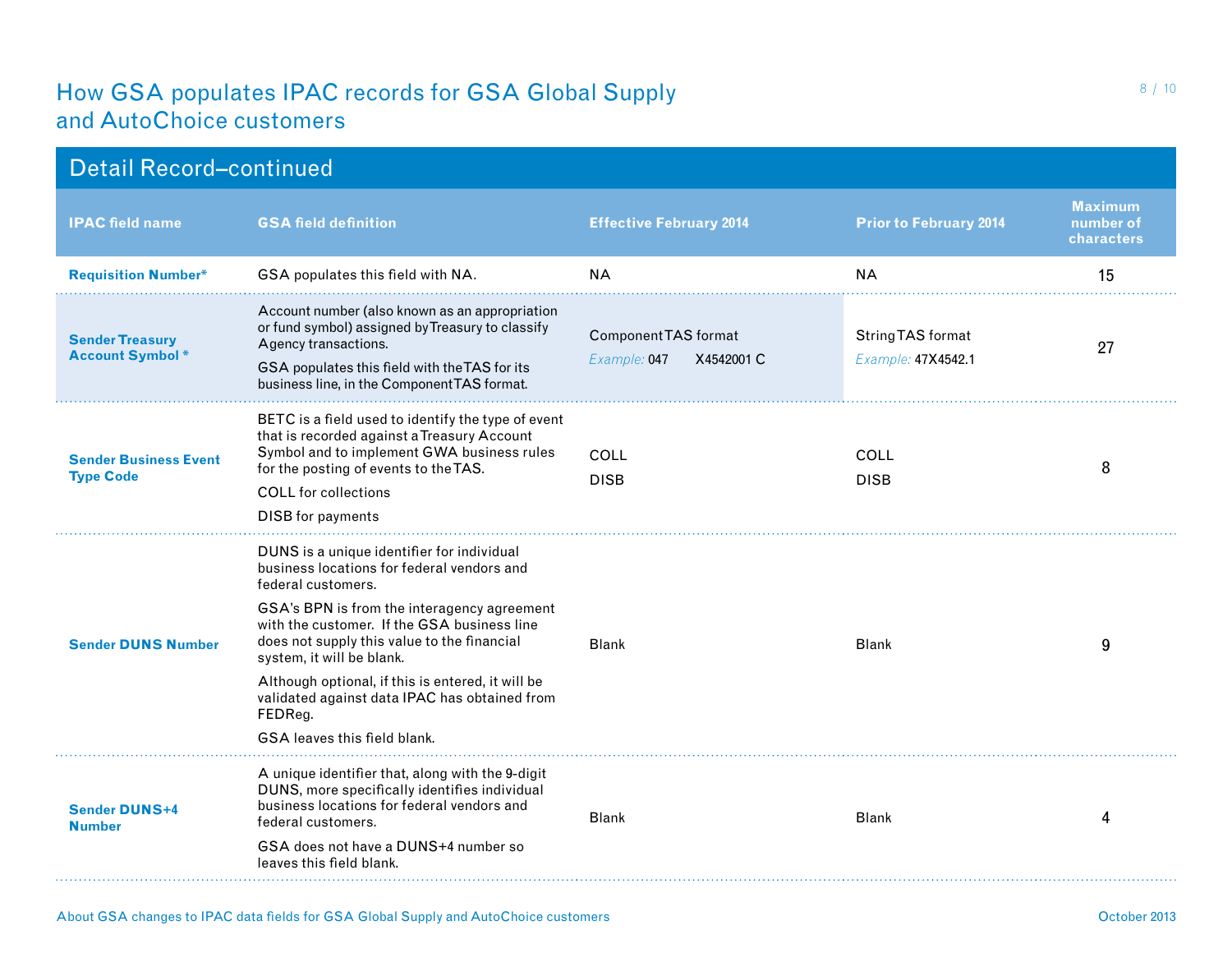# How GSA populates IPAC records for GSA Global Supply and AutoChoice customers

## Detail Record–continued

| IPAC field name | GSA field definition | Effective February 2014 | Prior to February 2014 | Maximum number of characters |
|---|---|---|---|---|
| **Requisition Number*** | GSA populates this field with NA. | NA | NA | 15 |
| **Sender Treasury Account Symbol *** | Account number (also known as an appropriation or fund symbol) assigned by Treasury to classify Agency transactions.<br><br>GSA populates this field with the TAS for its business line, in the Component TAS format. | Component TAS format<br>*Example:* 047 X4542001 C | String TAS format<br>*Example:* 47X4542.1 | 27 |
| **Sender Business Event Type Code** | BETC is a field used to identify the type of event that is recorded against a Treasury Account Symbol and to implement GWA business rules for the posting of events to the TAS.<br><br>COLL for collections<br><br>DISB for payments | COLL<br>DISB | COLL<br>DISB | 8 |
| **Sender DUNS Number** | DUNS is a unique identifier for individual business locations for federal vendors and federal customers.<br><br>GSA's BPN is from the interagency agreement with the customer. If the GSA business line does not supply this value to the financial system, it will be blank.<br><br>Although optional, if this is entered, it will be validated against data IPAC has obtained from FEDReg.<br><br>GSA leaves this field blank. | Blank | Blank | 9 |
| **Sender DUNS+4 Number** | A unique identifier that, along with the 9-digit DUNS, more specifically identifies individual business locations for federal vendors and federal customers.<br><br>GSA does not have a DUNS+4 number so leaves this field blank. | Blank | Blank | 4 |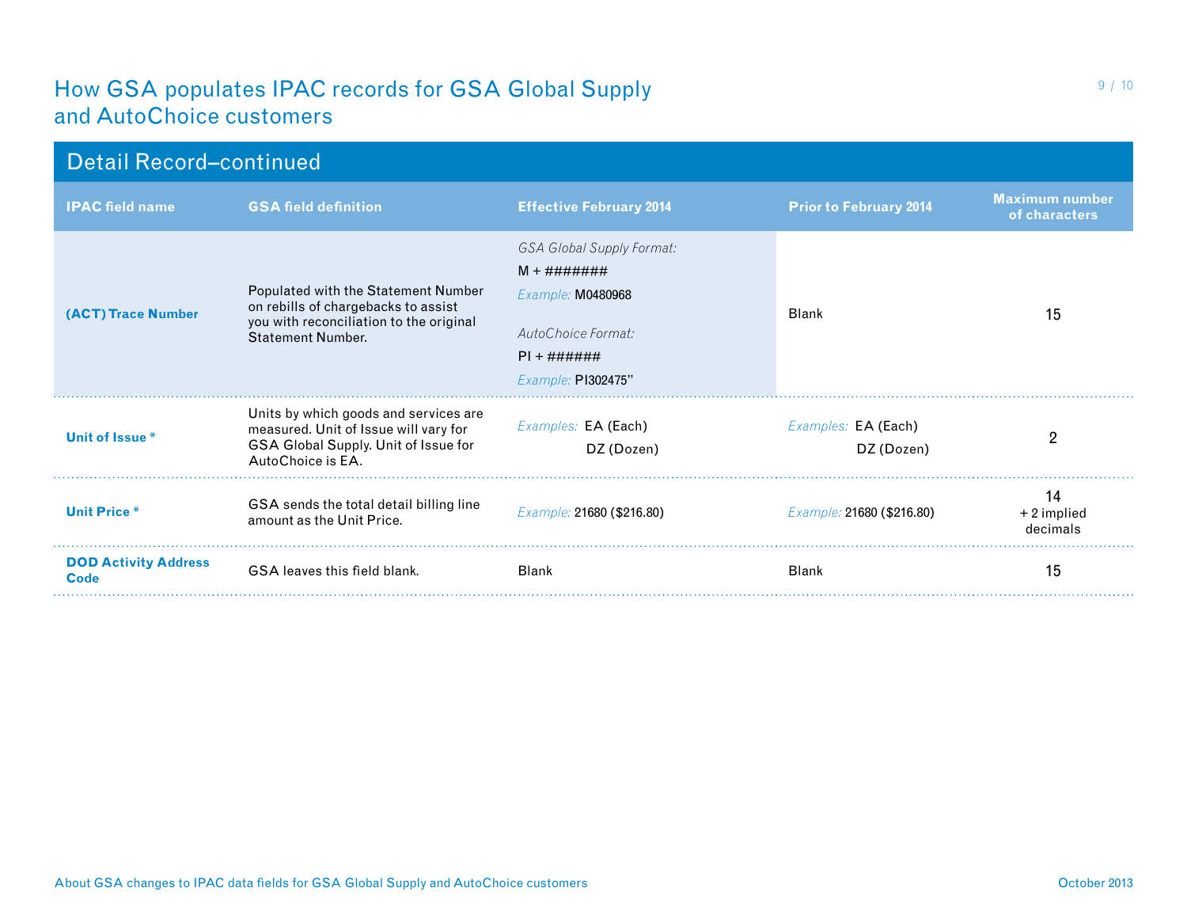# How GSA populates IPAC records for GSA Global Supply and AutoChoice customers

## Detail Record–continued

| IPAC field name | GSA field definition | Effective February 2014 | Prior to February 2014 | Maximum number of characters |
|---|---|---|---|---|
| (ACT) Trace Number | Populated with the Statement Number on rebills of chargebacks to assist you with reconciliation to the original Statement Number. | *GSA Global Supply Format:* M + ####### *Example:* M0480968 *AutoChoice Format:* PI + ###### *Example:* PI302475" | Blank | 15 |
| Unit of Issue * | Units by which goods and services are measured. Unit of Issue will vary for GSA Global Supply. Unit of Issue for AutoChoice is EA. | *Examples:* EA (Each) DZ (Dozen) | *Examples:* EA (Each) DZ (Dozen) | 2 |
| Unit Price * | GSA sends the total detail billing line amount as the Unit Price. | *Example:* 21680 ($216.80) | *Example:* 21680 ($216.80) | 14 + 2 implied decimals |
| DOD Activity Address Code | GSA leaves this field blank. | Blank | Blank | 15 |

About GSA changes to IPAC data fields for GSA Global Supply and AutoChoice customers

October 2013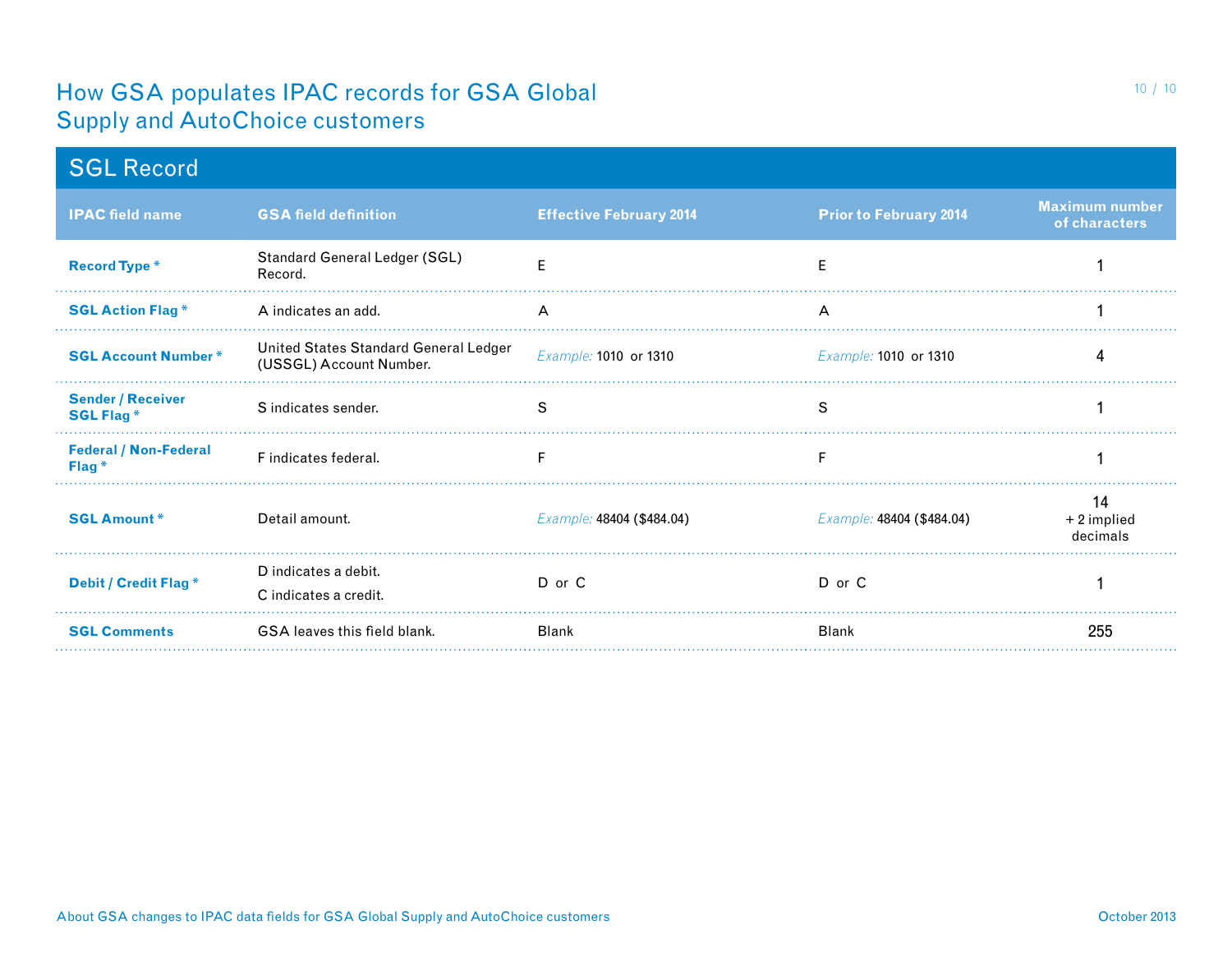# How GSA populates IPAC records for GSA Global Supply and AutoChoice customers

## SGL Record

| IPAC field name | GSA field definition | Effective February 2014 | Prior to February 2014 | Maximum number of characters |
|---|---|---|---|---|
| **Record Type** * | Standard General Ledger (SGL) Record. | E | E | 1 |
| **SGL Action Flag** * | A indicates an add. | A | A | 1 |
| **SGL Account Number** * | United States Standard General Ledger (USSGL) Account Number. | *Example:* 1010 or 1310 | *Example:* 1010 or 1310 | 4 |
| **Sender / Receiver SGL Flag** * | S indicates sender. | S | S | 1 |
| **Federal / Non-Federal Flag** * | F indicates federal. | F | F | 1 |
| **SGL Amount** * | Detail amount. | *Example:* 48404 ($484.04) | *Example:* 48404 ($484.04) | 14 + 2 implied decimals |
| **Debit / Credit Flag** * | D indicates a debit. C indicates a credit. | D or C | D or C | 1 |
| **SGL Comments** | GSA leaves this field blank. | Blank | Blank | 255 |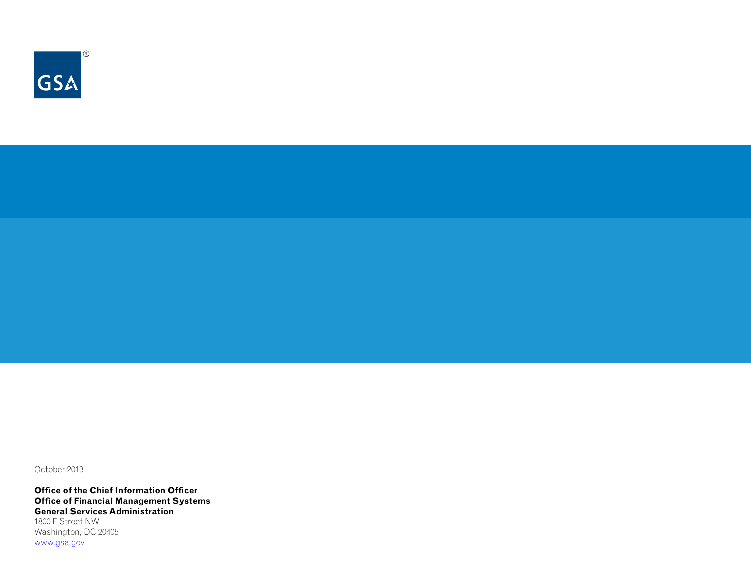GSA®

October 2013

**Office of the Chief Information Officer**
**Office of Financial Management Systems**
**General Services Administration**
1800 F Street NW
Washington, DC 20405
www.gsa.gov